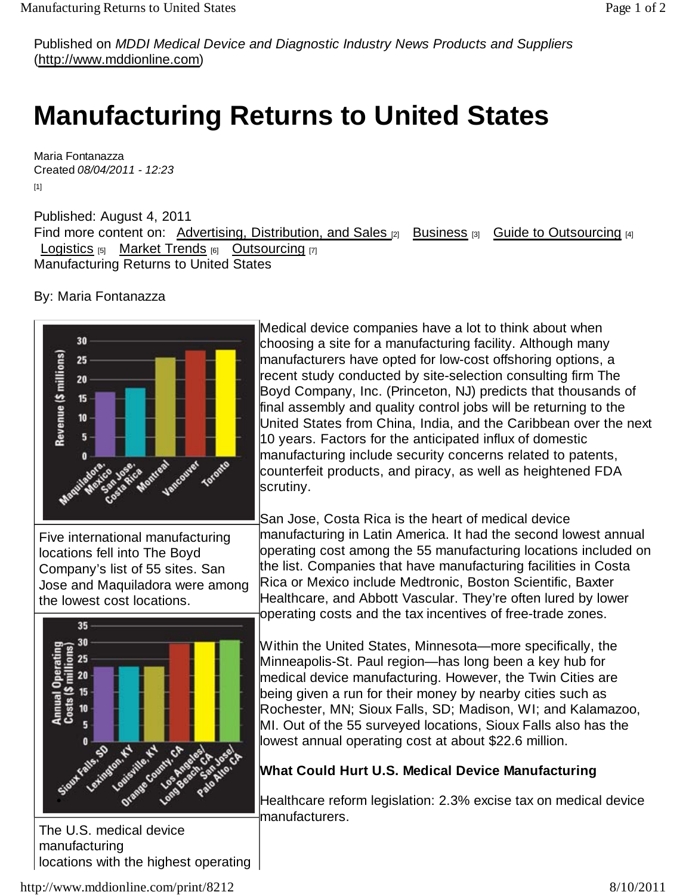Published on *MDDI Medical Device and Diagnostic Industry News Products and Suppliers* (http://www.mddionline.com)

# Manufacturing Returns to United States

Maria Fontanazza
Created *08/04/2011 - 12:23*

[1]

Published: August 4, 2011
Find more content on: Advertising, Distribution, and Sales [2] Business [3] Guide to Outsourcing [4] Logistics [5] Market Trends [6] Outsourcing [7]
Manufacturing Returns to United States

By: Maria Fontanazza

Five international manufacturing locations fell into The Boyd Company's list of 55 sites. San Jose and Maquiladora were among the lowest cost locations.

The U.S. medical device manufacturing
locations with the highest operating

Medical device companies have a lot to think about when choosing a site for a manufacturing facility. Although many manufacturers have opted for low-cost offshoring options, a recent study conducted by site-selection consulting firm The Boyd Company, Inc. (Princeton, NJ) predicts that thousands of final assembly and quality control jobs will be returning to the United States from China, India, and the Caribbean over the next 10 years. Factors for the anticipated influx of domestic manufacturing include security concerns related to patents, counterfeit products, and piracy, as well as heightened FDA scrutiny.

San Jose, Costa Rica is the heart of medical device manufacturing in Latin America. It had the second lowest annual operating cost among the 55 manufacturing locations included on the list. Companies that have manufacturing facilities in Costa Rica or Mexico include Medtronic, Boston Scientific, Baxter Healthcare, and Abbott Vascular. They're often lured by lower operating costs and the tax incentives of free-trade zones.

Within the United States, Minnesota—more specifically, the Minneapolis-St. Paul region—has long been a key hub for medical device manufacturing. However, the Twin Cities are being given a run for their money by nearby cities such as Rochester, MN; Sioux Falls, SD; Madison, WI; and Kalamazoo, MI. Out of the 55 surveyed locations, Sioux Falls also has the lowest annual operating cost at about $22.6 million.

### What Could Hurt U.S. Medical Device Manufacturing

Healthcare reform legislation: 2.3% excise tax on medical device manufacturers.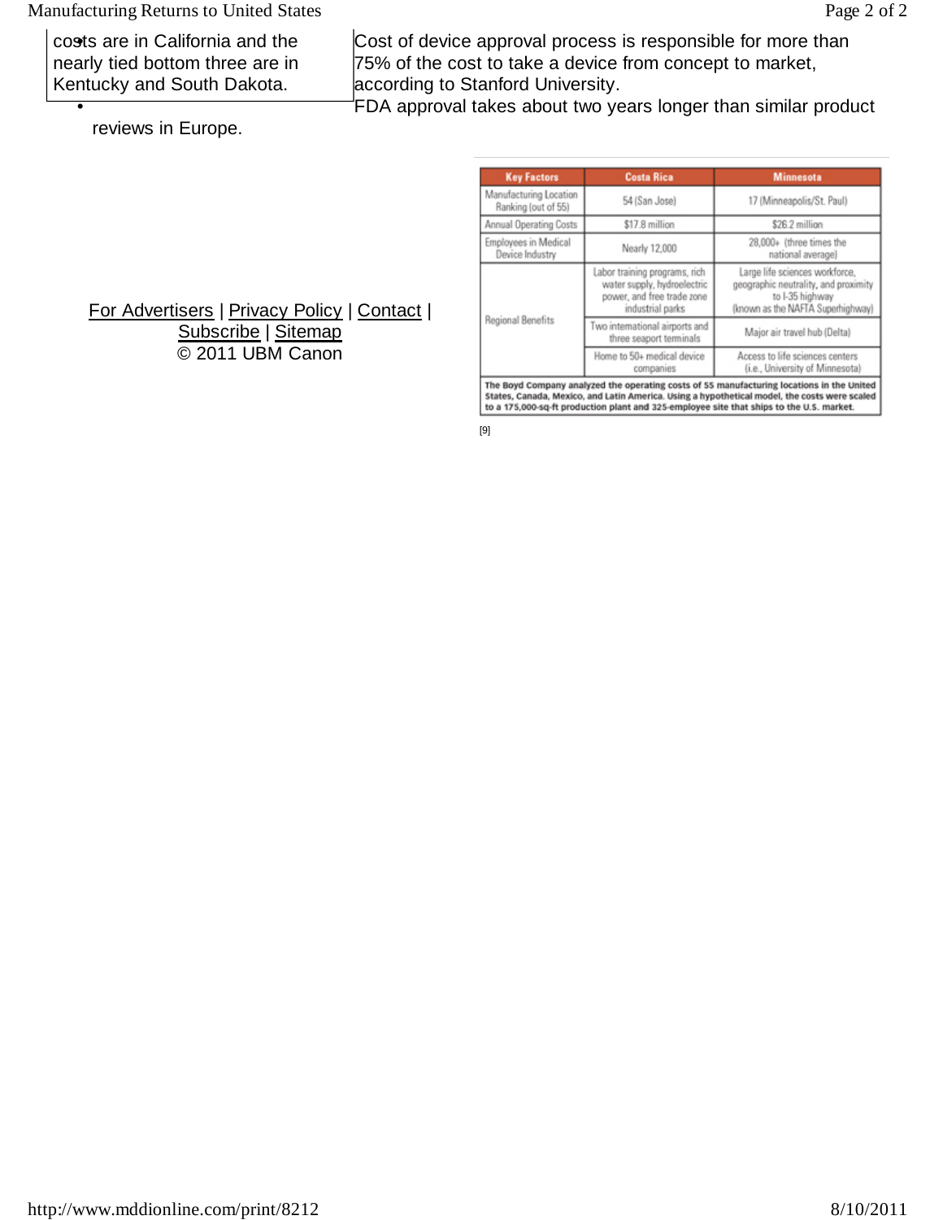costs are in California and the nearly tied bottom three are in Kentucky and South Dakota.

- Cost of device approval process is responsible for more than 75% of the cost to take a device from concept to market, according to Stanford University.
- FDA approval takes about two years longer than similar product reviews in Europe.

| Key Factors | Costa Rica | Minnesota |
|---|---|---|
| Manufacturing Location Ranking (out of 55) | 54 (San Jose) | 17 (Minneapolis/St. Paul) |
| Annual Operating Costs | $17.8 million | $26.2 million |
| Employees in Medical Device Industry | Nearly 12,000 | 28,000+ (three times the national average) |
| Regional Benefits | Labor training programs, rich water supply, hydroelectric power, and free trade zone industrial parks | Large life sciences workforce, geographic neutrality, and proximity to I-35 highway (known as the NAFTA Superhighway) |
| | Two international airports and three seaport terminals | Major air travel hub (Delta) |
| | Home to 50+ medical device companies | Access to life sciences centers (i.e., University of Minnesota) |

**The Boyd Company analyzed the operating costs of 55 manufacturing locations in the United States, Canada, Mexico, and Latin America. Using a hypothetical model, the costs were scaled to a 175,000-sq-ft production plant and 325-employee site that ships to the U.S. market.**

[9]

For Advertisers | Privacy Policy | Contact | Subscribe | Sitemap
© 2011 UBM Canon